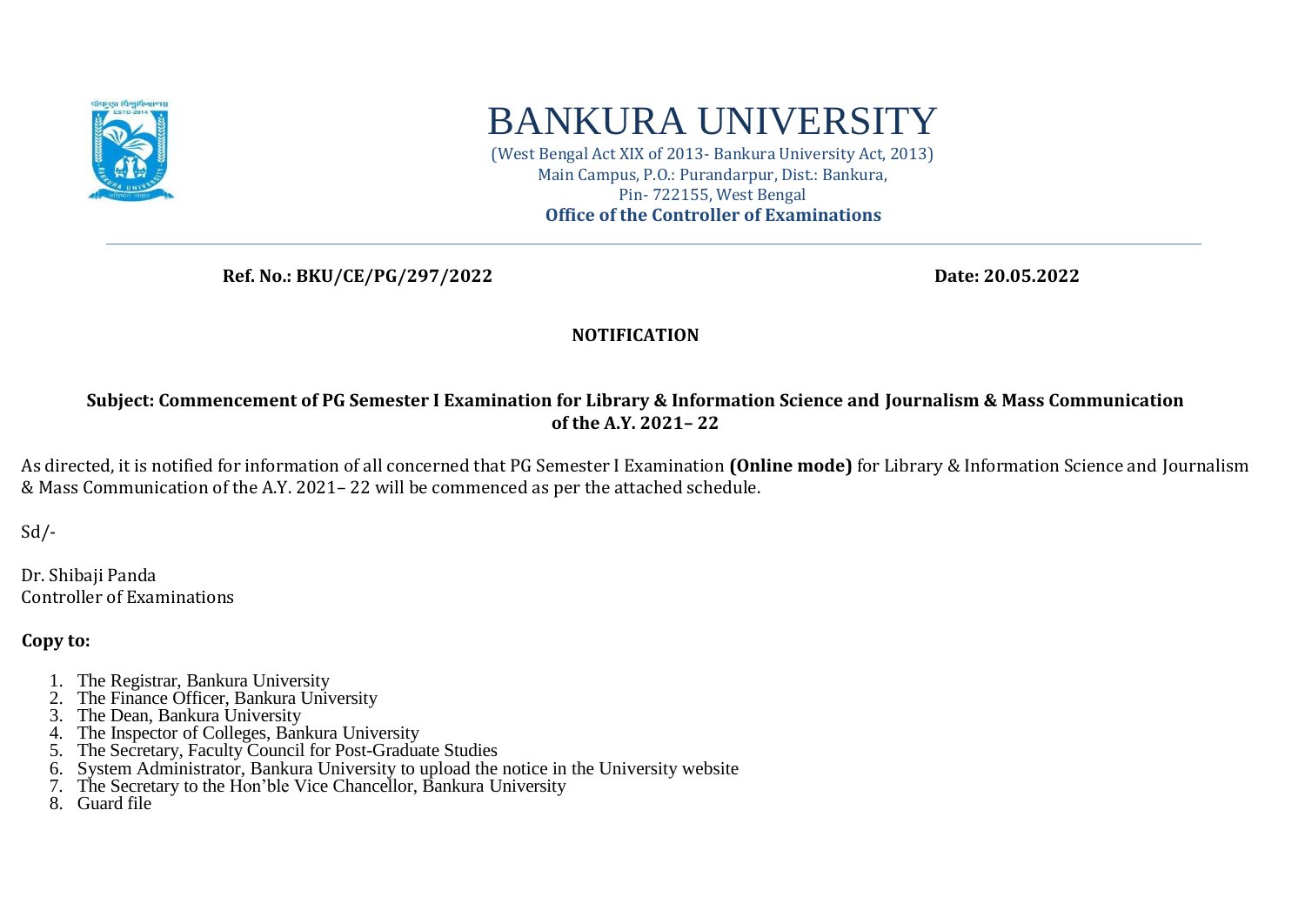# BANKURA UNIVERSITY

(West Bengal Act XIX of 2013- Bankura University Act, 2013)
Main Campus, P.O.: Purandarpur, Dist.: Bankura,
Pin- 722155, West Bengal
**Office of the Controller of Examinations**

---

**Ref. No.: BKU/CE/PG/297/2022** **Date: 20.05.2022**

## NOTIFICATION

**Subject: Commencement of PG Semester I Examination for Library & Information Science and Journalism & Mass Communication of the A.Y. 2021– 22**

As directed, it is notified for information of all concerned that PG Semester I Examination **(Online mode)** for Library & Information Science and Journalism & Mass Communication of the A.Y. 2021– 22 will be commenced as per the attached schedule.

Sd/-

Dr. Shibaji Panda
Controller of Examinations

**Copy to:**

1. The Registrar, Bankura University
2. The Finance Officer, Bankura University
3. The Dean, Bankura University
4. The Inspector of Colleges, Bankura University
5. The Secretary, Faculty Council for Post-Graduate Studies
6. System Administrator, Bankura University to upload the notice in the University website
7. The Secretary to the Hon'ble Vice Chancellor, Bankura University
8. Guard file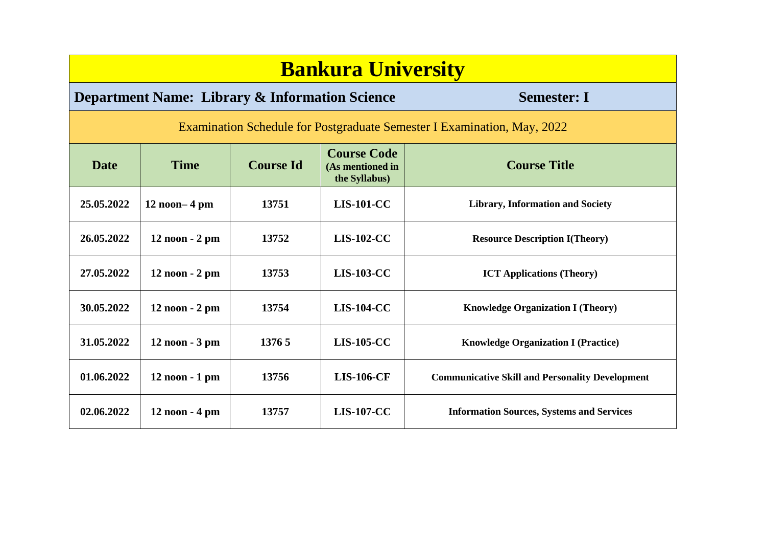# Bankura University

**Department Name: Library & Information Science** **Semester: I**

Examination Schedule for Postgraduate Semester I Examination, May, 2022

| Date | Time | Course Id | Course Code (As mentioned in the Syllabus) | Course Title |
|---|---|---|---|---|
| 25.05.2022 | 12 noon– 4 pm | 13751 | LIS-101-CC | Library, Information and Society |
| 26.05.2022 | 12 noon - 2 pm | 13752 | LIS-102-CC | Resource Description I(Theory) |
| 27.05.2022 | 12 noon - 2 pm | 13753 | LIS-103-CC | ICT Applications (Theory) |
| 30.05.2022 | 12 noon - 2 pm | 13754 | LIS-104-CC | Knowledge Organization I (Theory) |
| 31.05.2022 | 12 noon - 3 pm | 1376 5 | LIS-105-CC | Knowledge Organization I (Practice) |
| 01.06.2022 | 12 noon - 1 pm | 13756 | LIS-106-CF | Communicative Skill and Personality Development |
| 02.06.2022 | 12 noon - 4 pm | 13757 | LIS-107-CC | Information Sources, Systems and Services |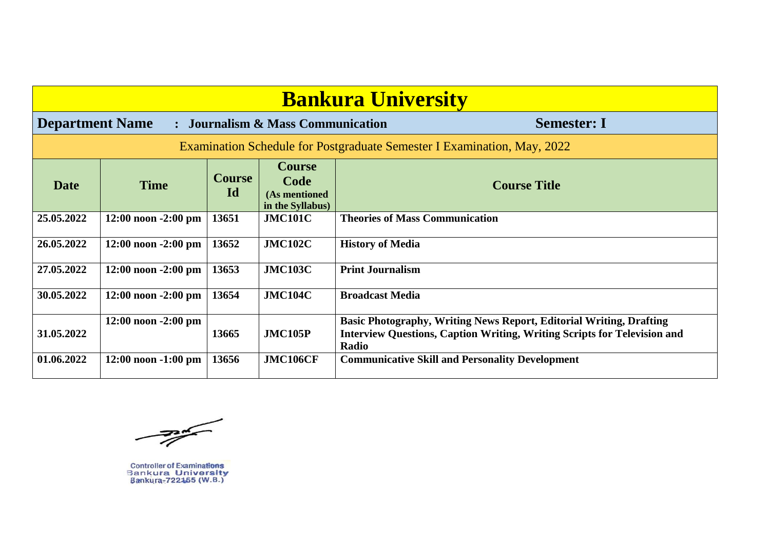# Bankura University

**Department Name : Journalism & Mass Communication** **Semester: I**

Examination Schedule for Postgraduate Semester I Examination, May, 2022

| Date | Time | Course Id | Course Code (As mentioned in the Syllabus) | Course Title |
|---|---|---|---|---|
| 25.05.2022 | 12:00 noon -2:00 pm | 13651 | JMC101C | Theories of Mass Communication |
| 26.05.2022 | 12:00 noon -2:00 pm | 13652 | JMC102C | History of Media |
| 27.05.2022 | 12:00 noon -2:00 pm | 13653 | JMC103C | Print Journalism |
| 30.05.2022 | 12:00 noon -2:00 pm | 13654 | JMC104C | Broadcast Media |
| 31.05.2022 | 12:00 noon -2:00 pm | 13665 | JMC105P | Basic Photography, Writing News Report, Editorial Writing, Drafting Interview Questions, Caption Writing, Writing Scripts for Television and Radio |
| 01.06.2022 | 12:00 noon -1:00 pm | 13656 | JMC106CF | Communicative Skill and Personality Development |

Controller of Examinations
Bankura University
Bankura-722155 (W.B.)